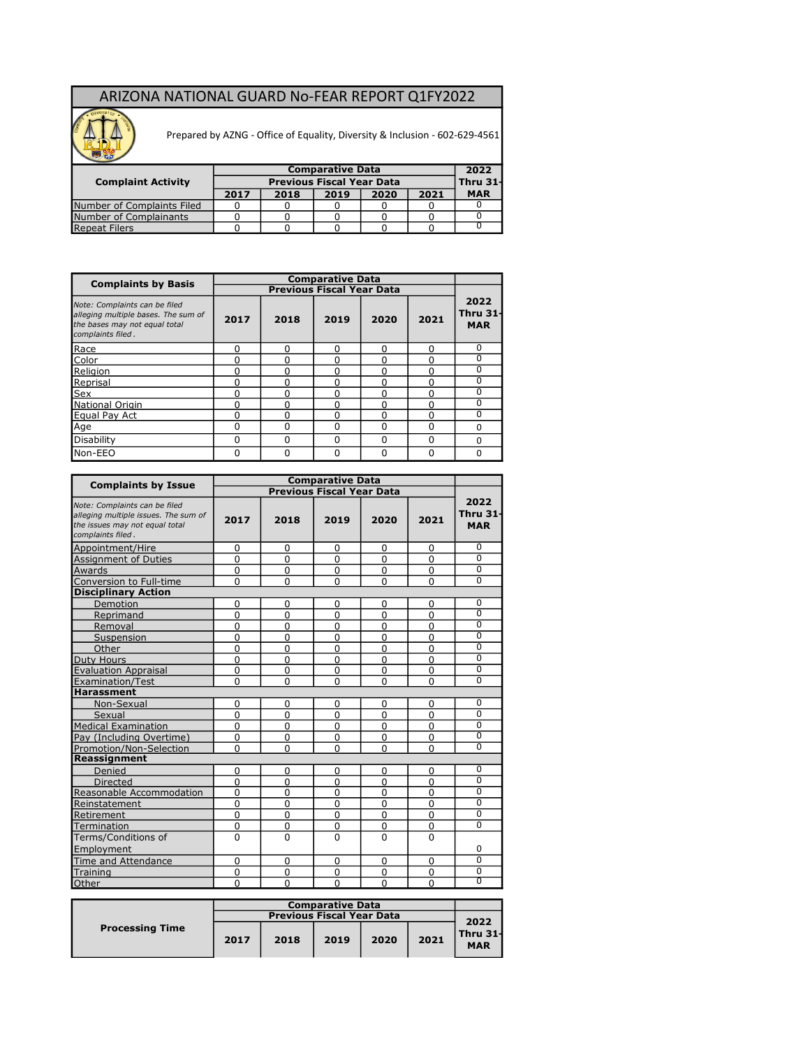# ARIZONA NATIONAL GUARD No-FEAR REPORT Q1FY2022

Prepared by AZNG - Office of Equality, Diversity & Inclusion - 602-629-4561

| Complaint Activity | Comparative Data | | | | | 2022 |
|---|---|---|---|---|---|---|
| | Previous Fiscal Year Data | | | | | Thru 31-MAR |
| | 2017 | 2018 | 2019 | 2020 | 2021 | |
| Number of Complaints Filed | 0 | 0 | 0 | 0 | 0 | 0 |
| Number of Complainants | 0 | 0 | 0 | 0 | 0 | 0 |
| Repeat Filers | 0 | 0 | 0 | 0 | 0 | 0 |

| Complaints by Basis | Comparative Data | | | | | |
|---|---|---|---|---|---|---|
| | Previous Fiscal Year Data | | | | | |
| *Note: Complaints can be filed alleging multiple bases. The sum of the bases may not equal total complaints filed.* | 2017 | 2018 | 2019 | 2020 | 2021 | 2022 Thru 31-MAR |
| Race | 0 | 0 | 0 | 0 | 0 | 0 |
| Color | 0 | 0 | 0 | 0 | 0 | 0 |
| Religion | 0 | 0 | 0 | 0 | 0 | 0 |
| Reprisal | 0 | 0 | 0 | 0 | 0 | 0 |
| Sex | 0 | 0 | 0 | 0 | 0 | 0 |
| National Origin | 0 | 0 | 0 | 0 | 0 | 0 |
| Equal Pay Act | 0 | 0 | 0 | 0 | 0 | 0 |
| Age | 0 | 0 | 0 | 0 | 0 | 0 |
| Disability | 0 | 0 | 0 | 0 | 0 | 0 |
| Non-EEO | 0 | 0 | 0 | 0 | 0 | 0 |

| Complaints by Issue | Comparative Data | | | | | |
|---|---|---|---|---|---|---|
| | Previous Fiscal Year Data | | | | | |
| *Note: Complaints can be filed alleging multiple issues. The sum of the issues may not equal total complaints filed.* | 2017 | 2018 | 2019 | 2020 | 2021 | 2022 Thru 31-MAR |
| Appointment/Hire | 0 | 0 | 0 | 0 | 0 | 0 |
| Assignment of Duties | 0 | 0 | 0 | 0 | 0 | 0 |
| Awards | 0 | 0 | 0 | 0 | 0 | 0 |
| Conversion to Full-time | 0 | 0 | 0 | 0 | 0 | 0 |
| **Disciplinary Action** | | | | | | |
| Demotion | 0 | 0 | 0 | 0 | 0 | 0 |
| Reprimand | 0 | 0 | 0 | 0 | 0 | 0 |
| Removal | 0 | 0 | 0 | 0 | 0 | 0 |
| Suspension | 0 | 0 | 0 | 0 | 0 | 0 |
| Other | 0 | 0 | 0 | 0 | 0 | 0 |
| Duty Hours | 0 | 0 | 0 | 0 | 0 | 0 |
| Evaluation Appraisal | 0 | 0 | 0 | 0 | 0 | 0 |
| Examination/Test | 0 | 0 | 0 | 0 | 0 | 0 |
| **Harassment** | | | | | | |
| Non-Sexual | 0 | 0 | 0 | 0 | 0 | 0 |
| Sexual | 0 | 0 | 0 | 0 | 0 | 0 |
| Medical Examination | 0 | 0 | 0 | 0 | 0 | 0 |
| Pay (Including Overtime) | 0 | 0 | 0 | 0 | 0 | 0 |
| Promotion/Non-Selection | 0 | 0 | 0 | 0 | 0 | 0 |
| **Reassignment** | | | | | | |
| Denied | 0 | 0 | 0 | 0 | 0 | 0 |
| Directed | 0 | 0 | 0 | 0 | 0 | 0 |
| Reasonable Accommodation | 0 | 0 | 0 | 0 | 0 | 0 |
| Reinstatement | 0 | 0 | 0 | 0 | 0 | 0 |
| Retirement | 0 | 0 | 0 | 0 | 0 | 0 |
| Termination | 0 | 0 | 0 | 0 | 0 | 0 |
| Terms/Conditions of Employment | 0 | 0 | 0 | 0 | 0 | 0 |
| Time and Attendance | 0 | 0 | 0 | 0 | 0 | 0 |
| Training | 0 | 0 | 0 | 0 | 0 | 0 |
| Other | 0 | 0 | 0 | 0 | 0 | 0 |

| Processing Time | Comparative Data | | | | | |
|---|---|---|---|---|---|---|
| | Previous Fiscal Year Data | | | | | |
| | 2017 | 2018 | 2019 | 2020 | 2021 | 2022 Thru 31-MAR |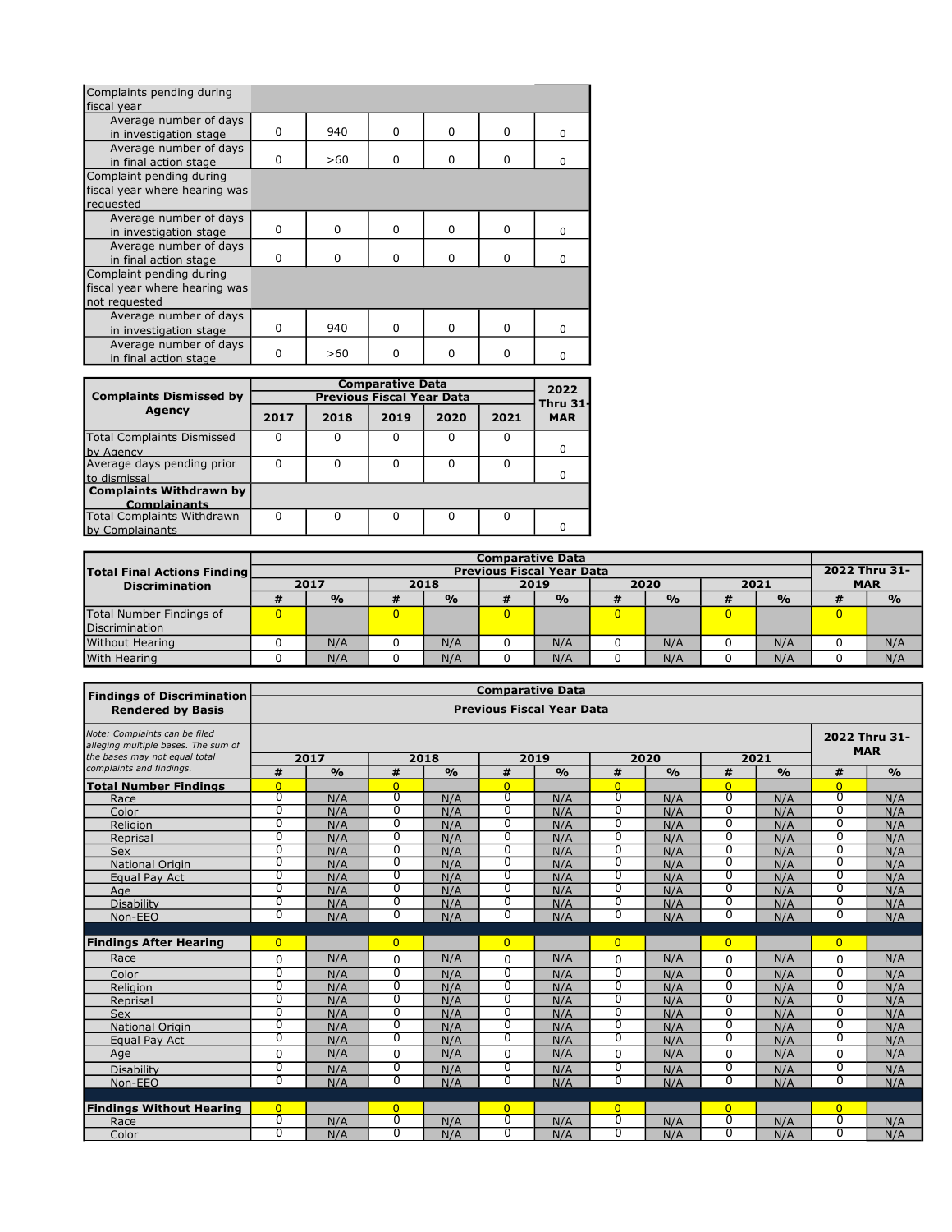| Complaints pending during fiscal year | | | | | | |
|---|---|---|---|---|---|---|
| Average number of days in investigation stage | 0 | 940 | 0 | 0 | 0 | 0 |
| Average number of days in final action stage | 0 | >60 | 0 | 0 | 0 | 0 |
| Complaint pending during fiscal year where hearing was requested | | | | | | |
| Average number of days in investigation stage | 0 | 0 | 0 | 0 | 0 | 0 |
| Average number of days in final action stage | 0 | 0 | 0 | 0 | 0 | 0 |
| Complaint pending during fiscal year where hearing was not requested | | | | | | |
| Average number of days in investigation stage | 0 | 940 | 0 | 0 | 0 | 0 |
| Average number of days in final action stage | 0 | >60 | 0 | 0 | 0 | 0 |

| Complaints Dismissed by Agency | Comparative Data Previous Fiscal Year Data | | | | | 2022 Thru 31-MAR |
|---|---|---|---|---|---|---|
| | 2017 | 2018 | 2019 | 2020 | 2021 | |
| Total Complaints Dismissed by Agency | 0 | 0 | 0 | 0 | 0 | 0 |
| Average days pending prior to dismissal | 0 | 0 | 0 | 0 | 0 | 0 |
| **Complaints Withdrawn by Complainants** | | | | | | |
| Total Complaints Withdrawn by Complainants | 0 | 0 | 0 | 0 | 0 | 0 |

| Total Final Actions Finding Discrimination | Comparative Data Previous Fiscal Year Data | | | | | | | | | | 2022 Thru 31-MAR | |
|---|---|---|---|---|---|---|---|---|---|---|---|---|
| | 2017 | | 2018 | | 2019 | | 2020 | | 2021 | | | |
| | # | % | # | % | # | % | # | % | # | % | # | % |
| Total Number Findings of Discrimination | 0 | | 0 | | 0 | | 0 | | 0 | | 0 | |
| Without Hearing | 0 | N/A | 0 | N/A | 0 | N/A | 0 | N/A | 0 | N/A | 0 | N/A |
| With Hearing | 0 | N/A | 0 | N/A | 0 | N/A | 0 | N/A | 0 | N/A | 0 | N/A |

| Findings of Discrimination Rendered by Basis | Comparative Data Previous Fiscal Year Data | | | | | | | | | | | |
|---|---|---|---|---|---|---|---|---|---|---|---|---|
| *Note: Complaints can be filed alleging multiple bases. The sum of the bases may not equal total complaints and findings.* | 2017 | | 2018 | | 2019 | | 2020 | | 2021 | | 2022 Thru 31-MAR | |
| | # | % | # | % | # | % | # | % | # | % | # | % |
| **Total Number Findings** | 0 | | 0 | | 0 | | 0 | | 0 | | 0 | |
| Race | 0 | N/A | 0 | N/A | 0 | N/A | 0 | N/A | 0 | N/A | 0 | N/A |
| Color | 0 | N/A | 0 | N/A | 0 | N/A | 0 | N/A | 0 | N/A | 0 | N/A |
| Religion | 0 | N/A | 0 | N/A | 0 | N/A | 0 | N/A | 0 | N/A | 0 | N/A |
| Reprisal | 0 | N/A | 0 | N/A | 0 | N/A | 0 | N/A | 0 | N/A | 0 | N/A |
| Sex | 0 | N/A | 0 | N/A | 0 | N/A | 0 | N/A | 0 | N/A | 0 | N/A |
| National Origin | 0 | N/A | 0 | N/A | 0 | N/A | 0 | N/A | 0 | N/A | 0 | N/A |
| Equal Pay Act | 0 | N/A | 0 | N/A | 0 | N/A | 0 | N/A | 0 | N/A | 0 | N/A |
| Age | 0 | N/A | 0 | N/A | 0 | N/A | 0 | N/A | 0 | N/A | 0 | N/A |
| Disability | 0 | N/A | 0 | N/A | 0 | N/A | 0 | N/A | 0 | N/A | 0 | N/A |
| Non-EEO | 0 | N/A | 0 | N/A | 0 | N/A | 0 | N/A | 0 | N/A | 0 | N/A |
| **Findings After Hearing** | 0 | | 0 | | 0 | | 0 | | 0 | | 0 | |
| Race | 0 | N/A | 0 | N/A | 0 | N/A | 0 | N/A | 0 | N/A | 0 | N/A |
| Color | 0 | N/A | 0 | N/A | 0 | N/A | 0 | N/A | 0 | N/A | 0 | N/A |
| Religion | 0 | N/A | 0 | N/A | 0 | N/A | 0 | N/A | 0 | N/A | 0 | N/A |
| Reprisal | 0 | N/A | 0 | N/A | 0 | N/A | 0 | N/A | 0 | N/A | 0 | N/A |
| Sex | 0 | N/A | 0 | N/A | 0 | N/A | 0 | N/A | 0 | N/A | 0 | N/A |
| National Origin | 0 | N/A | 0 | N/A | 0 | N/A | 0 | N/A | 0 | N/A | 0 | N/A |
| Equal Pay Act | 0 | N/A | 0 | N/A | 0 | N/A | 0 | N/A | 0 | N/A | 0 | N/A |
| Age | 0 | N/A | 0 | N/A | 0 | N/A | 0 | N/A | 0 | N/A | 0 | N/A |
| Disability | 0 | N/A | 0 | N/A | 0 | N/A | 0 | N/A | 0 | N/A | 0 | N/A |
| Non-EEO | 0 | N/A | 0 | N/A | 0 | N/A | 0 | N/A | 0 | N/A | 0 | N/A |
| **Findings Without Hearing** | 0 | | 0 | | 0 | | 0 | | 0 | | 0 | |
| Race | 0 | N/A | 0 | N/A | 0 | N/A | 0 | N/A | 0 | N/A | 0 | N/A |
| Color | 0 | N/A | 0 | N/A | 0 | N/A | 0 | N/A | 0 | N/A | 0 | N/A |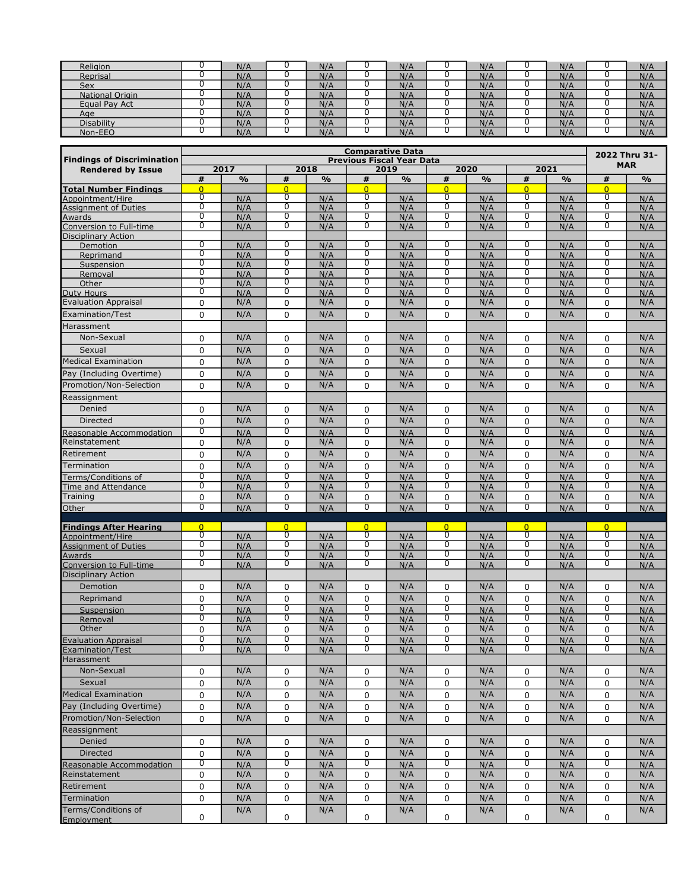| | | | | | | | | | | | | |
|---|---|---|---|---|---|---|---|---|---|---|---|---|
| Religion | 0 | N/A | 0 | N/A | 0 | N/A | 0 | N/A | 0 | N/A | 0 | N/A |
| Reprisal | 0 | N/A | 0 | N/A | 0 | N/A | 0 | N/A | 0 | N/A | 0 | N/A |
| Sex | 0 | N/A | 0 | N/A | 0 | N/A | 0 | N/A | 0 | N/A | 0 | N/A |
| National Origin | 0 | N/A | 0 | N/A | 0 | N/A | 0 | N/A | 0 | N/A | 0 | N/A |
| Equal Pay Act | 0 | N/A | 0 | N/A | 0 | N/A | 0 | N/A | 0 | N/A | 0 | N/A |
| Age | 0 | N/A | 0 | N/A | 0 | N/A | 0 | N/A | 0 | N/A | 0 | N/A |
| Disability | 0 | N/A | 0 | N/A | 0 | N/A | 0 | N/A | 0 | N/A | 0 | N/A |
| Non-EEO | 0 | N/A | 0 | N/A | 0 | N/A | 0 | N/A | 0 | N/A | 0 | N/A |

| Findings of Discrimination Rendered by Issue | Comparative Data Previous Fiscal Year Data | | | | | | | | | | 2022 Thru 31-MAR | |
|---|---|---|---|---|---|---|---|---|---|---|---|---|
| | 2017 | | 2018 | | 2019 | | 2020 | | 2021 | | | |
| | # | % | # | % | # | % | # | % | # | % | # | % |
| **Total Number Findings** | 0 | | 0 | | 0 | | 0 | | 0 | | 0 | |
| Appointment/Hire | 0 | N/A | 0 | N/A | 0 | N/A | 0 | N/A | 0 | N/A | 0 | N/A |
| Assignment of Duties | 0 | N/A | 0 | N/A | 0 | N/A | 0 | N/A | 0 | N/A | 0 | N/A |
| Awards | 0 | N/A | 0 | N/A | 0 | N/A | 0 | N/A | 0 | N/A | 0 | N/A |
| Conversion to Full-time | 0 | N/A | 0 | N/A | 0 | N/A | 0 | N/A | 0 | N/A | 0 | N/A |
| Disciplinary Action | | | | | | | | | | | | |
| Demotion | 0 | N/A | 0 | N/A | 0 | N/A | 0 | N/A | 0 | N/A | 0 | N/A |
| Reprimand | 0 | N/A | 0 | N/A | 0 | N/A | 0 | N/A | 0 | N/A | 0 | N/A |
| Suspension | 0 | N/A | 0 | N/A | 0 | N/A | 0 | N/A | 0 | N/A | 0 | N/A |
| Removal | 0 | N/A | 0 | N/A | 0 | N/A | 0 | N/A | 0 | N/A | 0 | N/A |
| Other | 0 | N/A | 0 | N/A | 0 | N/A | 0 | N/A | 0 | N/A | 0 | N/A |
| Duty Hours | 0 | N/A | 0 | N/A | 0 | N/A | 0 | N/A | 0 | N/A | 0 | N/A |
| Evaluation Appraisal | 0 | N/A | 0 | N/A | 0 | N/A | 0 | N/A | 0 | N/A | 0 | N/A |
| Examination/Test | 0 | N/A | 0 | N/A | 0 | N/A | 0 | N/A | 0 | N/A | 0 | N/A |
| Harassment | | | | | | | | | | | | |
| Non-Sexual | 0 | N/A | 0 | N/A | 0 | N/A | 0 | N/A | 0 | N/A | 0 | N/A |
| Sexual | 0 | N/A | 0 | N/A | 0 | N/A | 0 | N/A | 0 | N/A | 0 | N/A |
| Medical Examination | 0 | N/A | 0 | N/A | 0 | N/A | 0 | N/A | 0 | N/A | 0 | N/A |
| Pay (Including Overtime) | 0 | N/A | 0 | N/A | 0 | N/A | 0 | N/A | 0 | N/A | 0 | N/A |
| Promotion/Non-Selection | 0 | N/A | 0 | N/A | 0 | N/A | 0 | N/A | 0 | N/A | 0 | N/A |
| Reassignment | | | | | | | | | | | | |
| Denied | 0 | N/A | 0 | N/A | 0 | N/A | 0 | N/A | 0 | N/A | 0 | N/A |
| Directed | 0 | N/A | 0 | N/A | 0 | N/A | 0 | N/A | 0 | N/A | 0 | N/A |
| Reasonable Accommodation | 0 | N/A | 0 | N/A | 0 | N/A | 0 | N/A | 0 | N/A | 0 | N/A |
| Reinstatement | 0 | N/A | 0 | N/A | 0 | N/A | 0 | N/A | 0 | N/A | 0 | N/A |
| Retirement | 0 | N/A | 0 | N/A | 0 | N/A | 0 | N/A | 0 | N/A | 0 | N/A |
| Termination | 0 | N/A | 0 | N/A | 0 | N/A | 0 | N/A | 0 | N/A | 0 | N/A |
| Terms/Conditions of | 0 | N/A | 0 | N/A | 0 | N/A | 0 | N/A | 0 | N/A | 0 | N/A |
| Time and Attendance | 0 | N/A | 0 | N/A | 0 | N/A | 0 | N/A | 0 | N/A | 0 | N/A |
| Training | 0 | N/A | 0 | N/A | 0 | N/A | 0 | N/A | 0 | N/A | 0 | N/A |
| Other | 0 | N/A | 0 | N/A | 0 | N/A | 0 | N/A | 0 | N/A | 0 | N/A |
| **Findings After Hearing** | 0 | | 0 | | 0 | | 0 | | 0 | | 0 | |
| Appointment/Hire | 0 | N/A | 0 | N/A | 0 | N/A | 0 | N/A | 0 | N/A | 0 | N/A |
| Assignment of Duties | 0 | N/A | 0 | N/A | 0 | N/A | 0 | N/A | 0 | N/A | 0 | N/A |
| Awards | 0 | N/A | 0 | N/A | 0 | N/A | 0 | N/A | 0 | N/A | 0 | N/A |
| Conversion to Full-time | 0 | N/A | 0 | N/A | 0 | N/A | 0 | N/A | 0 | N/A | 0 | N/A |
| Disciplinary Action | | | | | | | | | | | | |
| Demotion | 0 | N/A | 0 | N/A | 0 | N/A | 0 | N/A | 0 | N/A | 0 | N/A |
| Reprimand | 0 | N/A | 0 | N/A | 0 | N/A | 0 | N/A | 0 | N/A | 0 | N/A |
| Suspension | 0 | N/A | 0 | N/A | 0 | N/A | 0 | N/A | 0 | N/A | 0 | N/A |
| Removal | 0 | N/A | 0 | N/A | 0 | N/A | 0 | N/A | 0 | N/A | 0 | N/A |
| Other | 0 | N/A | 0 | N/A | 0 | N/A | 0 | N/A | 0 | N/A | 0 | N/A |
| Evaluation Appraisal | 0 | N/A | 0 | N/A | 0 | N/A | 0 | N/A | 0 | N/A | 0 | N/A |
| Examination/Test | 0 | N/A | 0 | N/A | 0 | N/A | 0 | N/A | 0 | N/A | 0 | N/A |
| Harassment | | | | | | | | | | | | |
| Non-Sexual | 0 | N/A | 0 | N/A | 0 | N/A | 0 | N/A | 0 | N/A | 0 | N/A |
| Sexual | 0 | N/A | 0 | N/A | 0 | N/A | 0 | N/A | 0 | N/A | 0 | N/A |
| Medical Examination | 0 | N/A | 0 | N/A | 0 | N/A | 0 | N/A | 0 | N/A | 0 | N/A |
| Pay (Including Overtime) | 0 | N/A | 0 | N/A | 0 | N/A | 0 | N/A | 0 | N/A | 0 | N/A |
| Promotion/Non-Selection | 0 | N/A | 0 | N/A | 0 | N/A | 0 | N/A | 0 | N/A | 0 | N/A |
| Reassignment | | | | | | | | | | | | |
| Denied | 0 | N/A | 0 | N/A | 0 | N/A | 0 | N/A | 0 | N/A | 0 | N/A |
| Directed | 0 | N/A | 0 | N/A | 0 | N/A | 0 | N/A | 0 | N/A | 0 | N/A |
| Reasonable Accommodation | 0 | N/A | 0 | N/A | 0 | N/A | 0 | N/A | 0 | N/A | 0 | N/A |
| Reinstatement | 0 | N/A | 0 | N/A | 0 | N/A | 0 | N/A | 0 | N/A | 0 | N/A |
| Retirement | 0 | N/A | 0 | N/A | 0 | N/A | 0 | N/A | 0 | N/A | 0 | N/A |
| Termination | 0 | N/A | 0 | N/A | 0 | N/A | 0 | N/A | 0 | N/A | 0 | N/A |
| Terms/Conditions of Employment | 0 | N/A | 0 | N/A | 0 | N/A | 0 | N/A | 0 | N/A | 0 | N/A |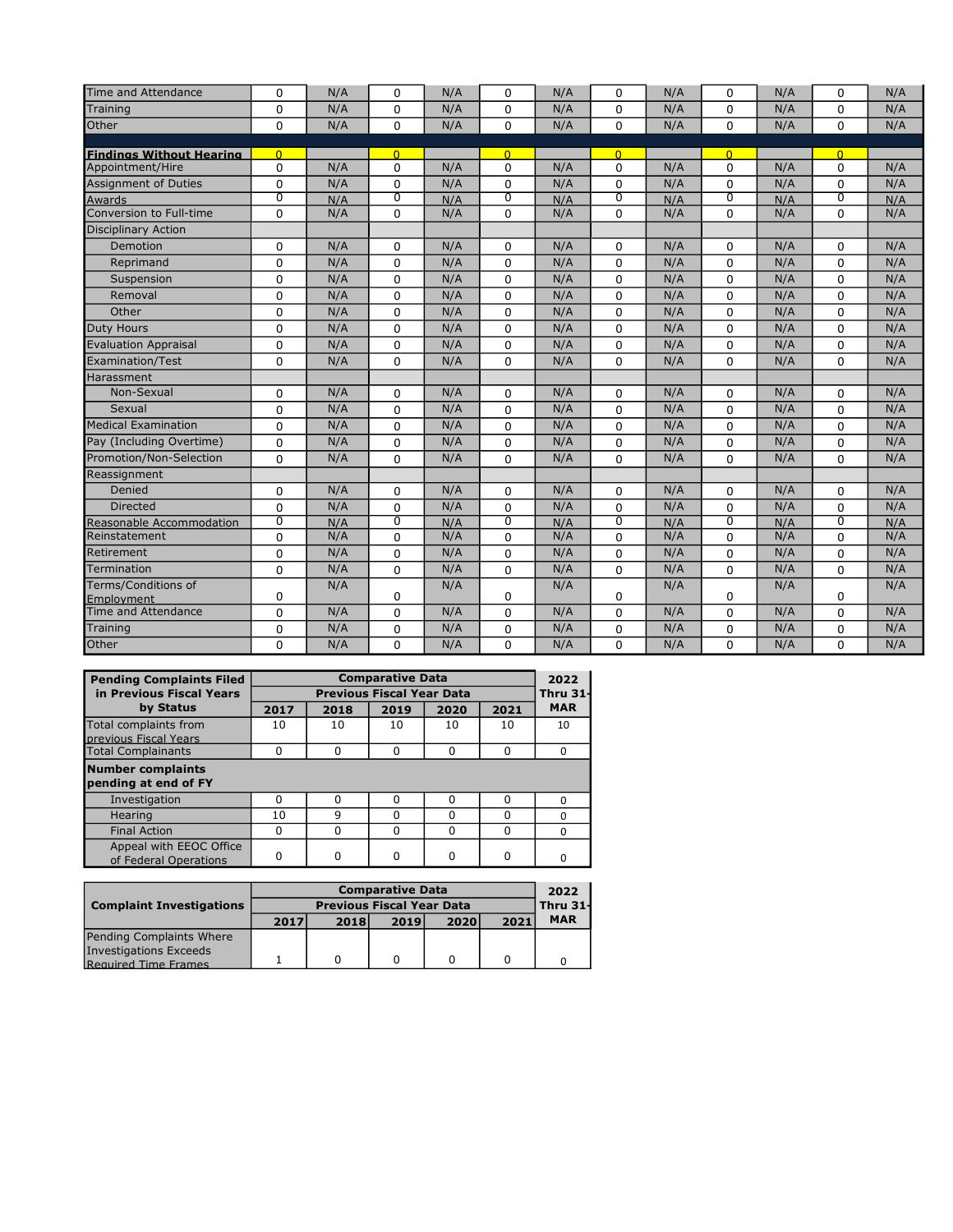| | | | | | | | | | | | | |
|---|---|---|---|---|---|---|---|---|---|---|---|---|
| Time and Attendance | 0 | N/A | 0 | N/A | 0 | N/A | 0 | N/A | 0 | N/A | 0 | N/A |
| Training | 0 | N/A | 0 | N/A | 0 | N/A | 0 | N/A | 0 | N/A | 0 | N/A |
| Other | 0 | N/A | 0 | N/A | 0 | N/A | 0 | N/A | 0 | N/A | 0 | N/A |
| | | | | | | | | | | | | |
| **Findings Without Hearing** | 0 | | 0 | | 0 | | 0 | | 0 | | 0 | |
| Appointment/Hire | 0 | N/A | 0 | N/A | 0 | N/A | 0 | N/A | 0 | N/A | 0 | N/A |
| Assignment of Duties | 0 | N/A | 0 | N/A | 0 | N/A | 0 | N/A | 0 | N/A | 0 | N/A |
| Awards | 0 | N/A | 0 | N/A | 0 | N/A | 0 | N/A | 0 | N/A | 0 | N/A |
| Conversion to Full-time | 0 | N/A | 0 | N/A | 0 | N/A | 0 | N/A | 0 | N/A | 0 | N/A |
| Disciplinary Action | | | | | | | | | | | | |
| Demotion | 0 | N/A | 0 | N/A | 0 | N/A | 0 | N/A | 0 | N/A | 0 | N/A |
| Reprimand | 0 | N/A | 0 | N/A | 0 | N/A | 0 | N/A | 0 | N/A | 0 | N/A |
| Suspension | 0 | N/A | 0 | N/A | 0 | N/A | 0 | N/A | 0 | N/A | 0 | N/A |
| Removal | 0 | N/A | 0 | N/A | 0 | N/A | 0 | N/A | 0 | N/A | 0 | N/A |
| Other | 0 | N/A | 0 | N/A | 0 | N/A | 0 | N/A | 0 | N/A | 0 | N/A |
| Duty Hours | 0 | N/A | 0 | N/A | 0 | N/A | 0 | N/A | 0 | N/A | 0 | N/A |
| Evaluation Appraisal | 0 | N/A | 0 | N/A | 0 | N/A | 0 | N/A | 0 | N/A | 0 | N/A |
| Examination/Test | 0 | N/A | 0 | N/A | 0 | N/A | 0 | N/A | 0 | N/A | 0 | N/A |
| Harassment | | | | | | | | | | | | |
| Non-Sexual | 0 | N/A | 0 | N/A | 0 | N/A | 0 | N/A | 0 | N/A | 0 | N/A |
| Sexual | 0 | N/A | 0 | N/A | 0 | N/A | 0 | N/A | 0 | N/A | 0 | N/A |
| Medical Examination | 0 | N/A | 0 | N/A | 0 | N/A | 0 | N/A | 0 | N/A | 0 | N/A |
| Pay (Including Overtime) | 0 | N/A | 0 | N/A | 0 | N/A | 0 | N/A | 0 | N/A | 0 | N/A |
| Promotion/Non-Selection | 0 | N/A | 0 | N/A | 0 | N/A | 0 | N/A | 0 | N/A | 0 | N/A |
| Reassignment | | | | | | | | | | | | |
| Denied | 0 | N/A | 0 | N/A | 0 | N/A | 0 | N/A | 0 | N/A | 0 | N/A |
| Directed | 0 | N/A | 0 | N/A | 0 | N/A | 0 | N/A | 0 | N/A | 0 | N/A |
| Reasonable Accommodation | 0 | N/A | 0 | N/A | 0 | N/A | 0 | N/A | 0 | N/A | 0 | N/A |
| Reinstatement | 0 | N/A | 0 | N/A | 0 | N/A | 0 | N/A | 0 | N/A | 0 | N/A |
| Retirement | 0 | N/A | 0 | N/A | 0 | N/A | 0 | N/A | 0 | N/A | 0 | N/A |
| Termination | 0 | N/A | 0 | N/A | 0 | N/A | 0 | N/A | 0 | N/A | 0 | N/A |
| Terms/Conditions of Employment | 0 | N/A | 0 | N/A | 0 | N/A | 0 | N/A | 0 | N/A | 0 | N/A |
| Time and Attendance | 0 | N/A | 0 | N/A | 0 | N/A | 0 | N/A | 0 | N/A | 0 | N/A |
| Training | 0 | N/A | 0 | N/A | 0 | N/A | 0 | N/A | 0 | N/A | 0 | N/A |
| Other | 0 | N/A | 0 | N/A | 0 | N/A | 0 | N/A | 0 | N/A | 0 | N/A |

| Pending Complaints Filed in Previous Fiscal Years by Status | Comparative Data Previous Fiscal Year Data | | | | | 2022 Thru 31-MAR |
|---|---|---|---|---|---|---|
| | 2017 | 2018 | 2019 | 2020 | 2021 | |
| Total complaints from previous Fiscal Years | 10 | 10 | 10 | 10 | 10 | 10 |
| Total Complainants | 0 | 0 | 0 | 0 | 0 | 0 |
| **Number complaints pending at end of FY** | | | | | | |
| Investigation | 0 | 0 | 0 | 0 | 0 | 0 |
| Hearing | 10 | 9 | 0 | 0 | 0 | 0 |
| Final Action | 0 | 0 | 0 | 0 | 0 | 0 |
| Appeal with EEOC Office of Federal Operations | 0 | 0 | 0 | 0 | 0 | 0 |

| Complaint Investigations | Comparative Data Previous Fiscal Year Data | | | | | 2022 Thru 31-MAR |
|---|---|---|---|---|---|---|
| | 2017 | 2018 | 2019 | 2020 | 2021 | |
| Pending Complaints Where Investigations Exceeds Required Time Frames | 1 | 0 | 0 | 0 | 0 | 0 |